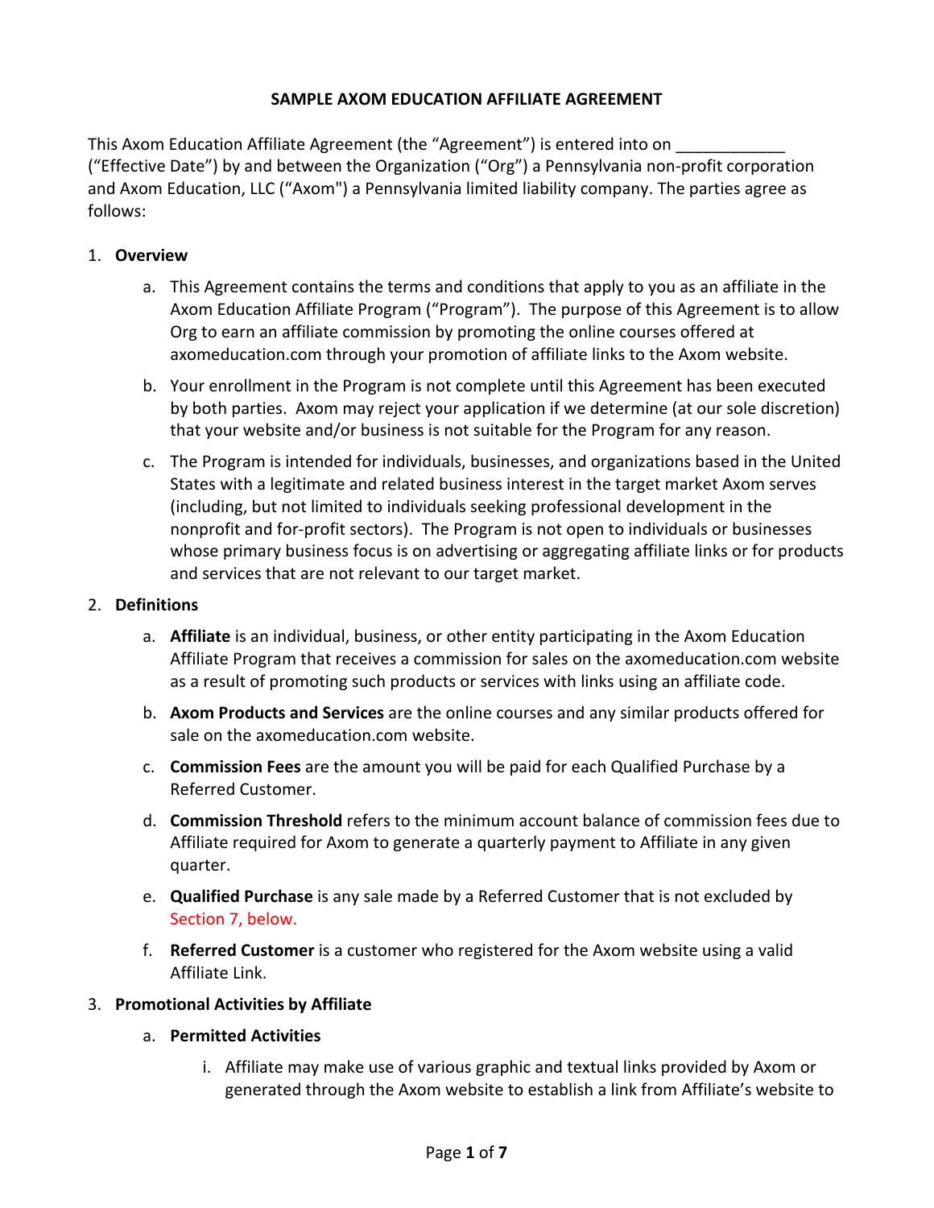# SAMPLE AXOM EDUCATION AFFILIATE AGREEMENT

This Axom Education Affiliate Agreement (the "Agreement") is entered into on ____________ ("Effective Date") by and between the Organization ("Org") a Pennsylvania non-profit corporation and Axom Education, LLC ("Axom") a Pennsylvania limited liability company. The parties agree as follows:

1. **Overview**

    a. This Agreement contains the terms and conditions that apply to you as an affiliate in the Axom Education Affiliate Program ("Program"). The purpose of this Agreement is to allow Org to earn an affiliate commission by promoting the online courses offered at axomeducation.com through your promotion of affiliate links to the Axom website.

    b. Your enrollment in the Program is not complete until this Agreement has been executed by both parties. Axom may reject your application if we determine (at our sole discretion) that your website and/or business is not suitable for the Program for any reason.

    c. The Program is intended for individuals, businesses, and organizations based in the United States with a legitimate and related business interest in the target market Axom serves (including, but not limited to individuals seeking professional development in the nonprofit and for-profit sectors). The Program is not open to individuals or businesses whose primary business focus is on advertising or aggregating affiliate links or for products and services that are not relevant to our target market.

2. **Definitions**

    a. **Affiliate** is an individual, business, or other entity participating in the Axom Education Affiliate Program that receives a commission for sales on the axomeducation.com website as a result of promoting such products or services with links using an affiliate code.

    b. **Axom Products and Services** are the online courses and any similar products offered for sale on the axomeducation.com website.

    c. **Commission Fees** are the amount you will be paid for each Qualified Purchase by a Referred Customer.

    d. **Commission Threshold** refers to the minimum account balance of commission fees due to Affiliate required for Axom to generate a quarterly payment to Affiliate in any given quarter.

    e. **Qualified Purchase** is any sale made by a Referred Customer that is not excluded by Section 7, below.

    f. **Referred Customer** is a customer who registered for the Axom website using a valid Affiliate Link.

3. **Promotional Activities by Affiliate**

    a. **Permitted Activities**

        i. Affiliate may make use of various graphic and textual links provided by Axom or generated through the Axom website to establish a link from Affiliate's website to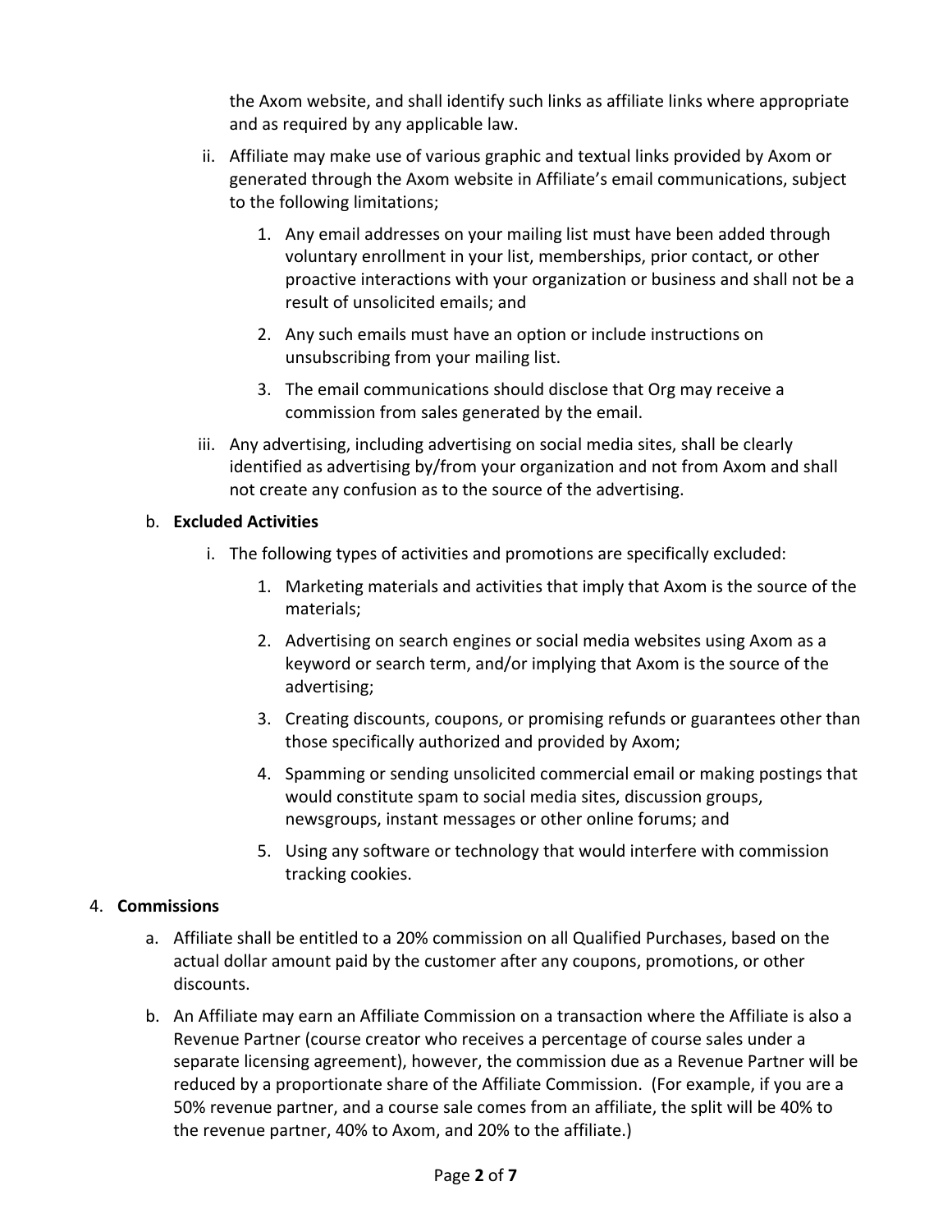the Axom website, and shall identify such links as affiliate links where appropriate and as required by any applicable law.

ii. Affiliate may make use of various graphic and textual links provided by Axom or generated through the Axom website in Affiliate's email communications, subject to the following limitations;

1. Any email addresses on your mailing list must have been added through voluntary enrollment in your list, memberships, prior contact, or other proactive interactions with your organization or business and shall not be a result of unsolicited emails; and
2. Any such emails must have an option or include instructions on unsubscribing from your mailing list.
3. The email communications should disclose that Org may receive a commission from sales generated by the email.

iii. Any advertising, including advertising on social media sites, shall be clearly identified as advertising by/from your organization and not from Axom and shall not create any confusion as to the source of the advertising.

b. **Excluded Activities**

i. The following types of activities and promotions are specifically excluded:

1. Marketing materials and activities that imply that Axom is the source of the materials;
2. Advertising on search engines or social media websites using Axom as a keyword or search term, and/or implying that Axom is the source of the advertising;
3. Creating discounts, coupons, or promising refunds or guarantees other than those specifically authorized and provided by Axom;
4. Spamming or sending unsolicited commercial email or making postings that would constitute spam to social media sites, discussion groups, newsgroups, instant messages or other online forums; and
5. Using any software or technology that would interfere with commission tracking cookies.

4. **Commissions**

a. Affiliate shall be entitled to a 20% commission on all Qualified Purchases, based on the actual dollar amount paid by the customer after any coupons, promotions, or other discounts.

b. An Affiliate may earn an Affiliate Commission on a transaction where the Affiliate is also a Revenue Partner (course creator who receives a percentage of course sales under a separate licensing agreement), however, the commission due as a Revenue Partner will be reduced by a proportionate share of the Affiliate Commission. (For example, if you are a 50% revenue partner, and a course sale comes from an affiliate, the split will be 40% to the revenue partner, 40% to Axom, and 20% to the affiliate.)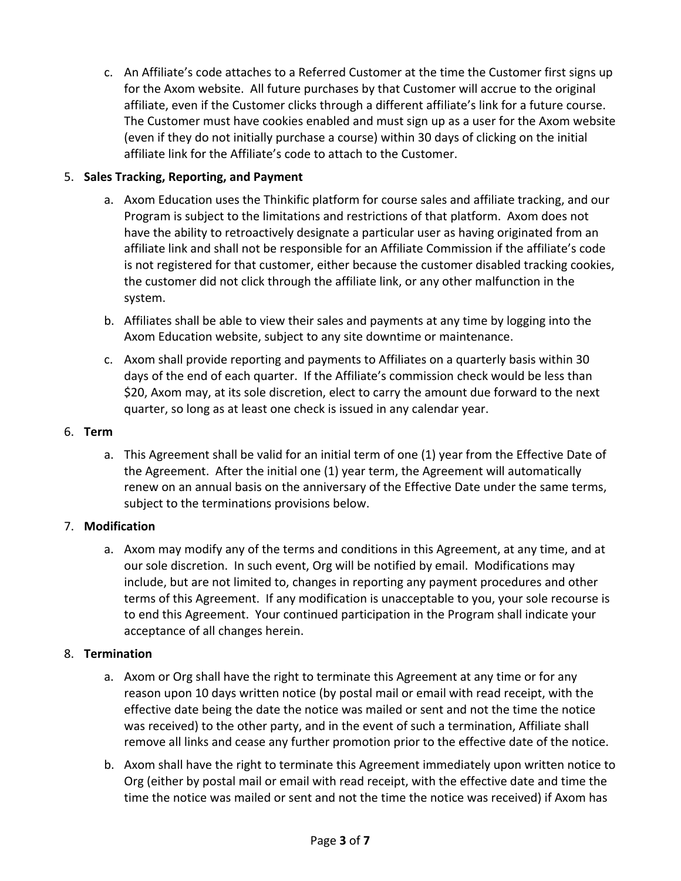c. An Affiliate's code attaches to a Referred Customer at the time the Customer first signs up for the Axom website. All future purchases by that Customer will accrue to the original affiliate, even if the Customer clicks through a different affiliate's link for a future course. The Customer must have cookies enabled and must sign up as a user for the Axom website (even if they do not initially purchase a course) within 30 days of clicking on the initial affiliate link for the Affiliate's code to attach to the Customer.

5. **Sales Tracking, Reporting, and Payment**

   a. Axom Education uses the Thinkific platform for course sales and affiliate tracking, and our Program is subject to the limitations and restrictions of that platform. Axom does not have the ability to retroactively designate a particular user as having originated from an affiliate link and shall not be responsible for an Affiliate Commission if the affiliate's code is not registered for that customer, either because the customer disabled tracking cookies, the customer did not click through the affiliate link, or any other malfunction in the system.

   b. Affiliates shall be able to view their sales and payments at any time by logging into the Axom Education website, subject to any site downtime or maintenance.

   c. Axom shall provide reporting and payments to Affiliates on a quarterly basis within 30 days of the end of each quarter. If the Affiliate's commission check would be less than $20, Axom may, at its sole discretion, elect to carry the amount due forward to the next quarter, so long as at least one check is issued in any calendar year.

6. **Term**

   a. This Agreement shall be valid for an initial term of one (1) year from the Effective Date of the Agreement. After the initial one (1) year term, the Agreement will automatically renew on an annual basis on the anniversary of the Effective Date under the same terms, subject to the terminations provisions below.

7. **Modification**

   a. Axom may modify any of the terms and conditions in this Agreement, at any time, and at our sole discretion. In such event, Org will be notified by email. Modifications may include, but are not limited to, changes in reporting any payment procedures and other terms of this Agreement. If any modification is unacceptable to you, your sole recourse is to end this Agreement. Your continued participation in the Program shall indicate your acceptance of all changes herein.

8. **Termination**

   a. Axom or Org shall have the right to terminate this Agreement at any time or for any reason upon 10 days written notice (by postal mail or email with read receipt, with the effective date being the date the notice was mailed or sent and not the time the notice was received) to the other party, and in the event of such a termination, Affiliate shall remove all links and cease any further promotion prior to the effective date of the notice.

   b. Axom shall have the right to terminate this Agreement immediately upon written notice to Org (either by postal mail or email with read receipt, with the effective date and time the time the notice was mailed or sent and not the time the notice was received) if Axom has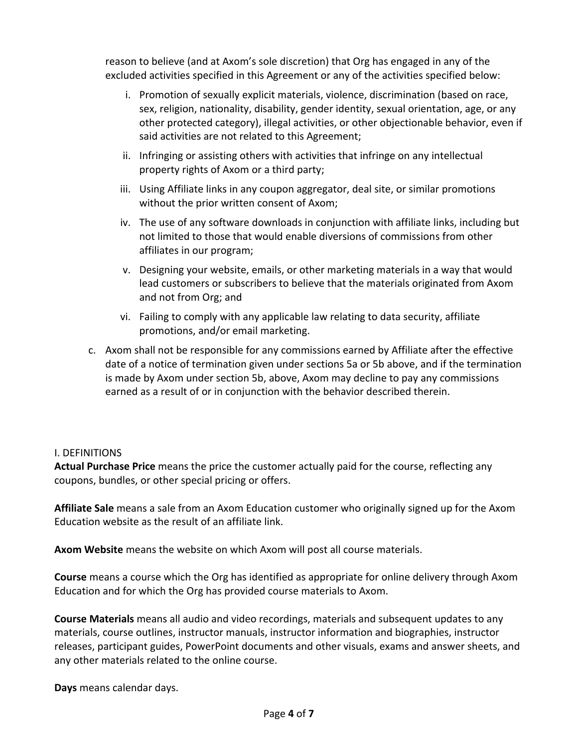reason to believe (and at Axom's sole discretion) that Org has engaged in any of the excluded activities specified in this Agreement or any of the activities specified below:

   i. Promotion of sexually explicit materials, violence, discrimination (based on race, sex, religion, nationality, disability, gender identity, sexual orientation, age, or any other protected category), illegal activities, or other objectionable behavior, even if said activities are not related to this Agreement;

   ii. Infringing or assisting others with activities that infringe on any intellectual property rights of Axom or a third party;

   iii. Using Affiliate links in any coupon aggregator, deal site, or similar promotions without the prior written consent of Axom;

   iv. The use of any software downloads in conjunction with affiliate links, including but not limited to those that would enable diversions of commissions from other affiliates in our program;

   v. Designing your website, emails, or other marketing materials in a way that would lead customers or subscribers to believe that the materials originated from Axom and not from Org; and

   vi. Failing to comply with any applicable law relating to data security, affiliate promotions, and/or email marketing.

c. Axom shall not be responsible for any commissions earned by Affiliate after the effective date of a notice of termination given under sections 5a or 5b above, and if the termination is made by Axom under section 5b, above, Axom may decline to pay any commissions earned as a result of or in conjunction with the behavior described therein.

I. DEFINITIONS

**Actual Purchase Price** means the price the customer actually paid for the course, reflecting any coupons, bundles, or other special pricing or offers.

**Affiliate Sale** means a sale from an Axom Education customer who originally signed up for the Axom Education website as the result of an affiliate link.

**Axom Website** means the website on which Axom will post all course materials.

**Course** means a course which the Org has identified as appropriate for online delivery through Axom Education and for which the Org has provided course materials to Axom.

**Course Materials** means all audio and video recordings, materials and subsequent updates to any materials, course outlines, instructor manuals, instructor information and biographies, instructor releases, participant guides, PowerPoint documents and other visuals, exams and answer sheets, and any other materials related to the online course.

**Days** means calendar days.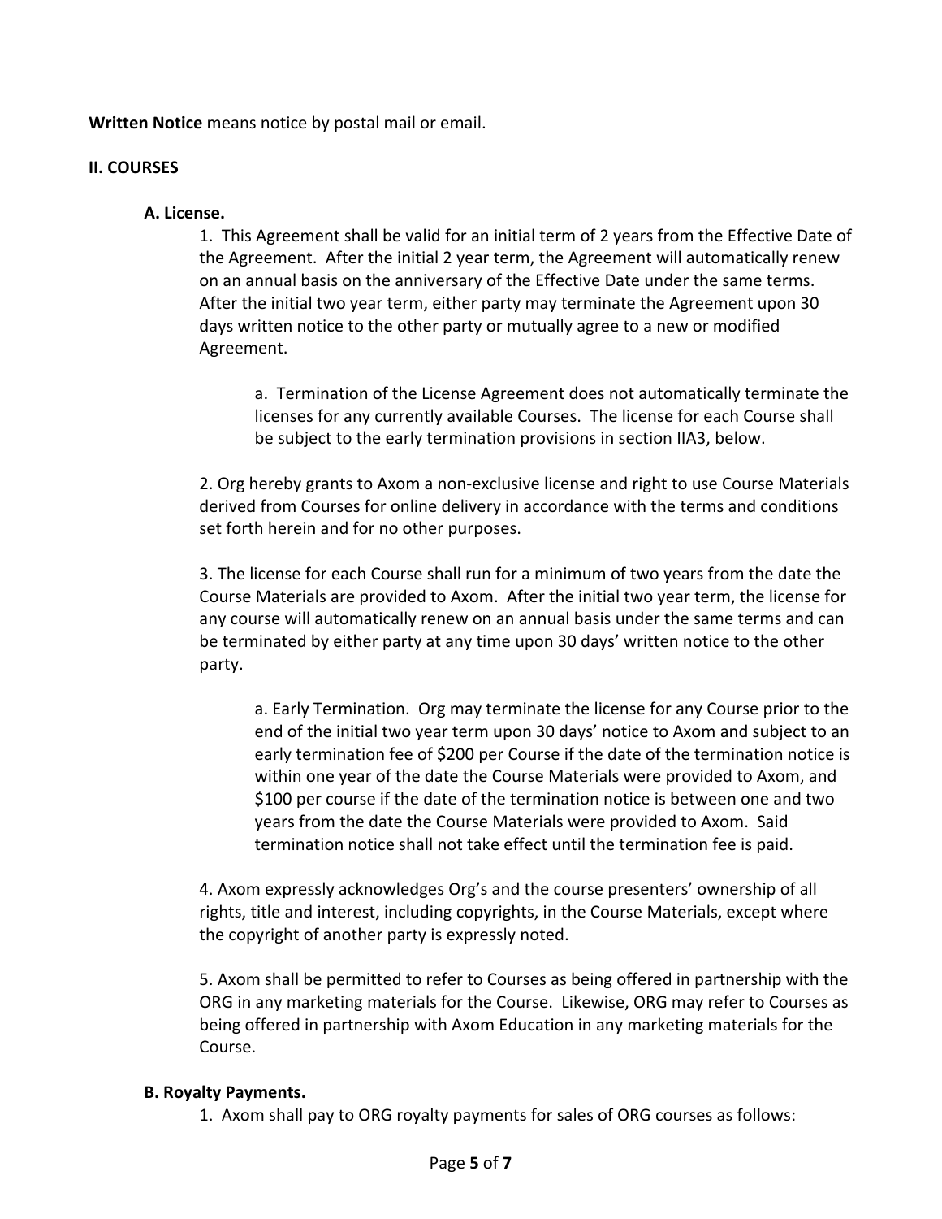**Written Notice** means notice by postal mail or email.

## II. COURSES

### A. License.

1. This Agreement shall be valid for an initial term of 2 years from the Effective Date of the Agreement. After the initial 2 year term, the Agreement will automatically renew on an annual basis on the anniversary of the Effective Date under the same terms. After the initial two year term, either party may terminate the Agreement upon 30 days written notice to the other party or mutually agree to a new or modified Agreement.

    a. Termination of the License Agreement does not automatically terminate the licenses for any currently available Courses. The license for each Course shall be subject to the early termination provisions in section IIA3, below.

2. Org hereby grants to Axom a non-exclusive license and right to use Course Materials derived from Courses for online delivery in accordance with the terms and conditions set forth herein and for no other purposes.

3. The license for each Course shall run for a minimum of two years from the date the Course Materials are provided to Axom. After the initial two year term, the license for any course will automatically renew on an annual basis under the same terms and can be terminated by either party at any time upon 30 days' written notice to the other party.

    a. Early Termination. Org may terminate the license for any Course prior to the end of the initial two year term upon 30 days' notice to Axom and subject to an early termination fee of $200 per Course if the date of the termination notice is within one year of the date the Course Materials were provided to Axom, and $100 per course if the date of the termination notice is between one and two years from the date the Course Materials were provided to Axom. Said termination notice shall not take effect until the termination fee is paid.

4. Axom expressly acknowledges Org's and the course presenters' ownership of all rights, title and interest, including copyrights, in the Course Materials, except where the copyright of another party is expressly noted.

5. Axom shall be permitted to refer to Courses as being offered in partnership with the ORG in any marketing materials for the Course. Likewise, ORG may refer to Courses as being offered in partnership with Axom Education in any marketing materials for the Course.

### B. Royalty Payments.

1. Axom shall pay to ORG royalty payments for sales of ORG courses as follows: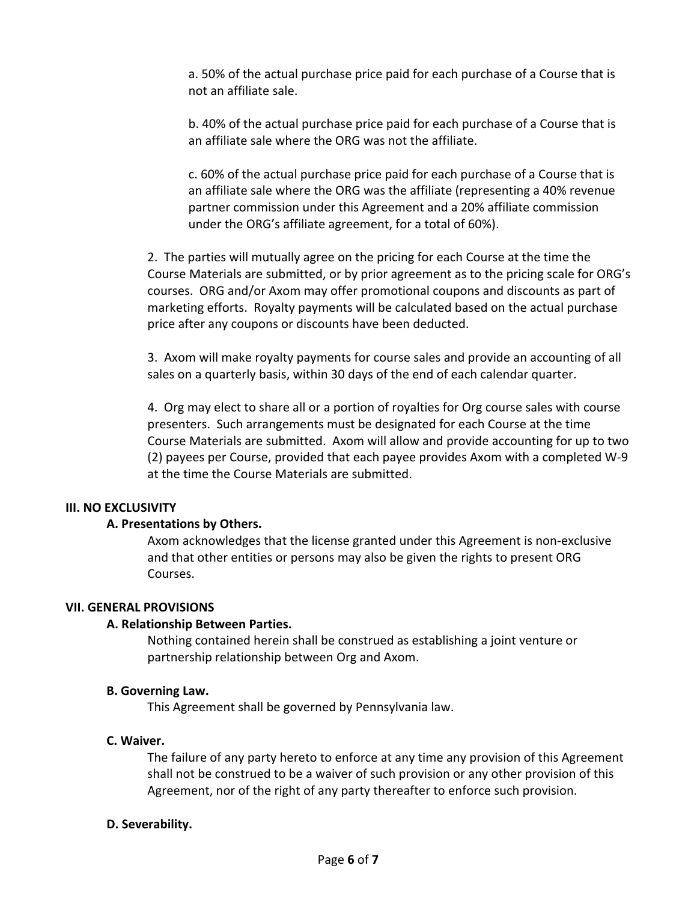a. 50% of the actual purchase price paid for each purchase of a Course that is not an affiliate sale.

b. 40% of the actual purchase price paid for each purchase of a Course that is an affiliate sale where the ORG was not the affiliate.

c. 60% of the actual purchase price paid for each purchase of a Course that is an affiliate sale where the ORG was the affiliate (representing a 40% revenue partner commission under this Agreement and a 20% affiliate commission under the ORG's affiliate agreement, for a total of 60%).

2. The parties will mutually agree on the pricing for each Course at the time the Course Materials are submitted, or by prior agreement as to the pricing scale for ORG's courses. ORG and/or Axom may offer promotional coupons and discounts as part of marketing efforts. Royalty payments will be calculated based on the actual purchase price after any coupons or discounts have been deducted.

3. Axom will make royalty payments for course sales and provide an accounting of all sales on a quarterly basis, within 30 days of the end of each calendar quarter.

4. Org may elect to share all or a portion of royalties for Org course sales with course presenters. Such arrangements must be designated for each Course at the time Course Materials are submitted. Axom will allow and provide accounting for up to two (2) payees per Course, provided that each payee provides Axom with a completed W-9 at the time the Course Materials are submitted.

## III. NO EXCLUSIVITY

### A. Presentations by Others.

Axom acknowledges that the license granted under this Agreement is non-exclusive and that other entities or persons may also be given the rights to present ORG Courses.

## VII. GENERAL PROVISIONS

### A. Relationship Between Parties.

Nothing contained herein shall be construed as establishing a joint venture or partnership relationship between Org and Axom.

### B. Governing Law.

This Agreement shall be governed by Pennsylvania law.

### C. Waiver.

The failure of any party hereto to enforce at any time any provision of this Agreement shall not be construed to be a waiver of such provision or any other provision of this Agreement, nor of the right of any party thereafter to enforce such provision.

### D. Severability.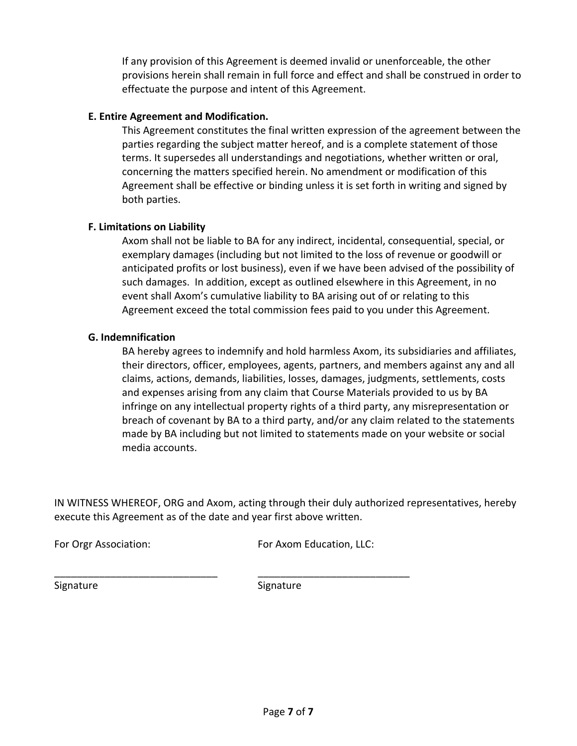If any provision of this Agreement is deemed invalid or unenforceable, the other provisions herein shall remain in full force and effect and shall be construed in order to effectuate the purpose and intent of this Agreement.

**E. Entire Agreement and Modification.**

This Agreement constitutes the final written expression of the agreement between the parties regarding the subject matter hereof, and is a complete statement of those terms. It supersedes all understandings and negotiations, whether written or oral, concerning the matters specified herein. No amendment or modification of this Agreement shall be effective or binding unless it is set forth in writing and signed by both parties.

**F. Limitations on Liability**

Axom shall not be liable to BA for any indirect, incidental, consequential, special, or exemplary damages (including but not limited to the loss of revenue or goodwill or anticipated profits or lost business), even if we have been advised of the possibility of such damages. In addition, except as outlined elsewhere in this Agreement, in no event shall Axom's cumulative liability to BA arising out of or relating to this Agreement exceed the total commission fees paid to you under this Agreement.

**G. Indemnification**

BA hereby agrees to indemnify and hold harmless Axom, its subsidiaries and affiliates, their directors, officer, employees, agents, partners, and members against any and all claims, actions, demands, liabilities, losses, damages, judgments, settlements, costs and expenses arising from any claim that Course Materials provided to us by BA infringe on any intellectual property rights of a third party, any misrepresentation or breach of covenant by BA to a third party, and/or any claim related to the statements made by BA including but not limited to statements made on your website or social media accounts.

IN WITNESS WHEREOF, ORG and Axom, acting through their duly authorized representatives, hereby execute this Agreement as of the date and year first above written.

| For Orgr Association: | For Axom Education, LLC: |
| --- | --- |
| ______________________________ | ____________________________ |
| Signature | Signature |